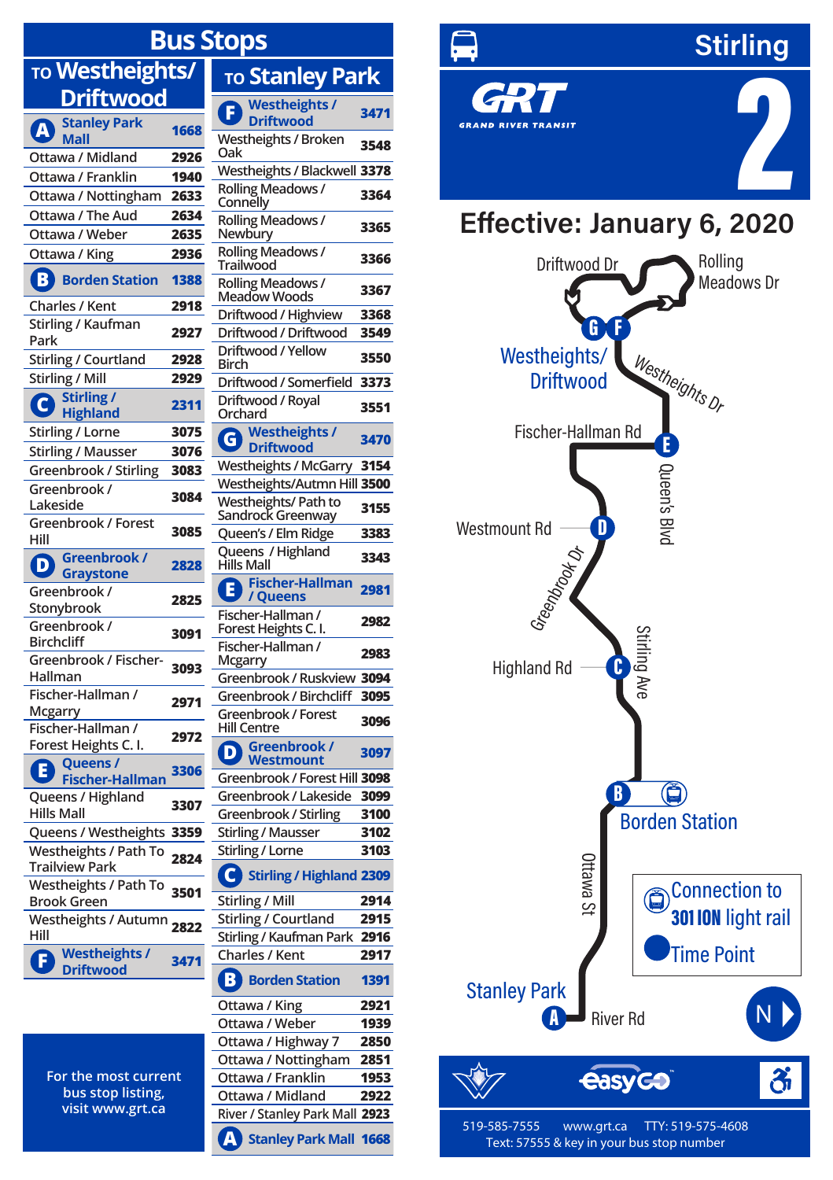# Bus Stops

## To Westheights/ Driftwood

| Stop | Number |
|---|---|
| **A Stanley Park Mall** | **1668** |
| Ottawa / Midland | 2926 |
| Ottawa / Franklin | 1940 |
| Ottawa / Nottingham | 2633 |
| Ottawa / The Aud | 2634 |
| Ottawa / Weber | 2635 |
| Ottawa / King | 2936 |
| **B Borden Station** | **1388** |
| Charles / Kent | 2918 |
| Stirling / Kaufman Park | 2927 |
| Stirling / Courtland | 2928 |
| Stirling / Mill | 2929 |
| **C Stirling / Highland** | **2311** |
| Stirling / Lorne | 3075 |
| Stirling / Mausser | 3076 |
| Greenbrook / Stirling | 3083 |
| Greenbrook / Lakeside | 3084 |
| Greenbrook / Forest Hill | 3085 |
| **D Greenbrook / Graystone** | **2828** |
| Greenbrook / Stonybrook | 2825 |
| Greenbrook / Birchcliff | 3091 |
| Greenbrook / Fischer-Hallman | 3093 |
| Fischer-Hallman / Mcgarry | 2971 |
| Fischer-Hallman / Forest Heights C. I. | 2972 |
| **E Queens / Fischer-Hallman** | **3306** |
| Queens / Highland Hills Mall | 3307 |
| Queens / Westheights | 3359 |
| Westheights / Path To Trailview Park | 2824 |
| Westheights / Path To Brook Green | 3501 |
| Westheights / Autumn Hill | 2822 |
| **F Westheights / Driftwood** | **3471** |

For the most current bus stop listing, visit www.grt.ca

## To Stanley Park

| Stop | Number |
|---|---|
| **F Westheights / Driftwood** | **3471** |
| Westheights / Broken Oak | 3548 |
| Westheights / Blackwell | 3378 |
| Rolling Meadows / Connelly | 3364 |
| Rolling Meadows / Newbury | 3365 |
| Rolling Meadows / Trailwood | 3366 |
| Rolling Meadows / Meadow Woods | 3367 |
| Driftwood / Highview | 3368 |
| Driftwood / Driftwood | 3549 |
| Driftwood / Yellow Birch | 3550 |
| Driftwood / Somerfield | 3373 |
| Driftwood / Royal Orchard | 3551 |
| **G Westheights / Driftwood** | **3470** |
| Westheights / McGarry | 3154 |
| Westheights/Autmn Hill | 3500 |
| Westheights/ Path to Sandrock Greenway | 3155 |
| Queen's / Elm Ridge | 3383 |
| Queens / Highland Hills Mall | 3343 |
| **E Fischer-Hallman / Queens** | **2981** |
| Fischer-Hallman / Forest Heights C. I. | 2982 |
| Fischer-Hallman / Mcgarry | 2983 |
| Greenbrook / Ruskview | 3094 |
| Greenbrook / Birchcliff | 3095 |
| Greenbrook / Forest Hill Centre | 3096 |
| **D Greenbrook / Westmount** | **3097** |
| Greenbrook / Forest Hill | 3098 |
| Greenbrook / Lakeside | 3099 |
| Greenbrook / Stirling | 3100 |
| Stirling / Mausser | 3102 |
| Stirling / Lorne | 3103 |
| **C Stirling / Highland** | **2309** |
| Stirling / Mill | 2914 |
| Stirling / Courtland | 2915 |
| Stirling / Kaufman Park | 2916 |
| Charles / Kent | 2917 |
| **B Borden Station** | **1391** |
| Ottawa / King | 2921 |
| Ottawa / Weber | 1939 |
| Ottawa / Highway 7 | 2850 |
| Ottawa / Nottingham | 2851 |
| Ottawa / Franklin | 1953 |
| Ottawa / Midland | 2922 |
| River / Stanley Park Mall | 2923 |
| **A Stanley Park Mall** | **1668** |

# Stirling 2

GRT GRAND RIVER TRANSIT

## Effective: January 6, 2020

Driftwood Dr, Rolling Meadows Dr, G, F, Westheights/ Driftwood, Westheights Dr, Fischer-Hallman Rd, E, Queen's Blvd, Westmount Rd, D, Greenbrook Dr, Stirling Ave, Highland Rd, C, B, Borden Station, Ottawa St, Stanley Park, A, River Rd

Connection to 301 ION light rail

Time Point

N

easyGO

519-585-7555 www.grt.ca TTY: 519-575-4608

Text: 57555 & key in your bus stop number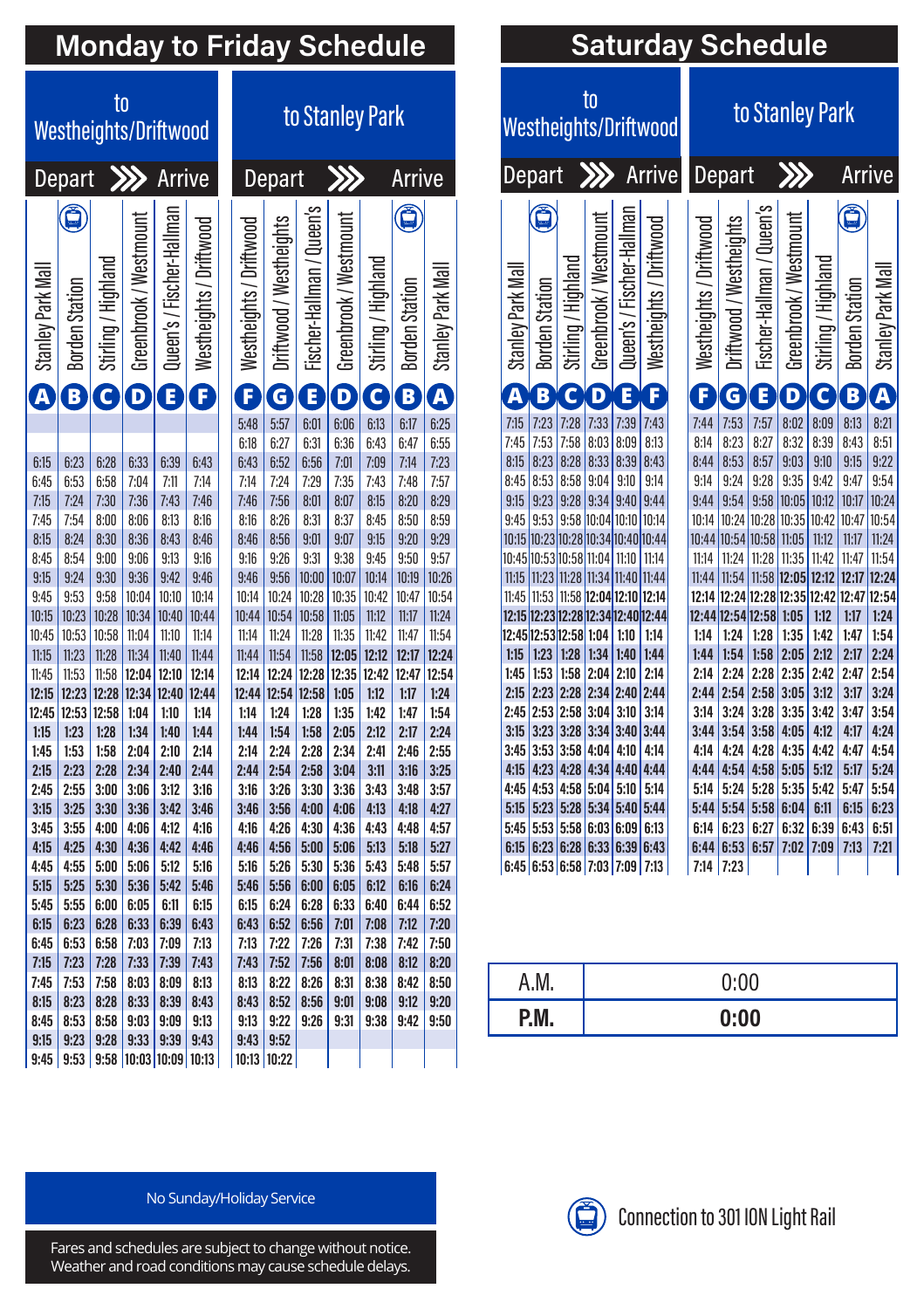## Monday to Friday Schedule

| to Westheights/Driftwood | | | | | | to Stanley Park | | | | | | |
|---|---|---|---|---|---|---|---|---|---|---|---|---|
| Stanley Park Mall (A) | Borden Station (B) | Stirling / Highland (C) | Greenbrook / Westmount (D) | Queen's / Fischer-Hallman (E) | Westheights / Driftwood (F) | Westheights / Driftwood (F) | Driftwood / Westheights (G) | Fischer-Hallman / Queen's (E) | Greenbrook / Westmount (D) | Stirling / Highland (C) | Borden Station (B) | Stanley Park Mall (A) |
| | | | | | | 5:48 | 5:57 | 6:01 | 6:06 | 6:13 | 6:17 | 6:25 |
| | | | | | | 6:18 | 6:27 | 6:31 | 6:36 | 6:43 | 6:47 | 6:55 |
| 6:15 | 6:23 | 6:28 | 6:33 | 6:39 | 6:43 | 6:43 | 6:52 | 6:56 | 7:01 | 7:09 | 7:14 | 7:23 |
| 6:45 | 6:53 | 6:58 | 7:04 | 7:11 | 7:14 | 7:14 | 7:24 | 7:29 | 7:35 | 7:43 | 7:48 | 7:57 |
| 7:15 | 7:24 | 7:30 | 7:36 | 7:43 | 7:46 | 7:46 | 7:56 | 8:01 | 8:07 | 8:15 | 8:20 | 8:29 |
| 7:45 | 7:54 | 8:00 | 8:06 | 8:13 | 8:16 | 8:16 | 8:26 | 8:31 | 8:37 | 8:45 | 8:50 | 8:59 |
| 8:15 | 8:24 | 8:30 | 8:36 | 8:43 | 8:46 | 8:46 | 8:56 | 9:01 | 9:07 | 9:15 | 9:20 | 9:29 |
| 8:45 | 8:54 | 9:00 | 9:06 | 9:13 | 9:16 | 9:16 | 9:26 | 9:31 | 9:38 | 9:45 | 9:50 | 9:57 |
| 9:15 | 9:24 | 9:30 | 9:36 | 9:42 | 9:46 | 9:46 | 9:56 | 10:00 | 10:07 | 10:14 | 10:19 | 10:26 |
| 9:45 | 9:53 | 9:58 | 10:04 | 10:10 | 10:14 | 10:14 | 10:24 | 10:28 | 10:35 | 10:42 | 10:47 | 10:54 |
| 10:15 | 10:23 | 10:28 | 10:34 | 10:40 | 10:44 | 10:44 | 10:54 | 10:58 | 11:05 | 11:12 | 11:17 | 11:24 |
| 10:45 | 10:53 | 10:58 | 11:04 | 11:10 | 11:14 | 11:14 | 11:24 | 11:28 | 11:35 | 11:42 | 11:47 | 11:54 |
| 11:15 | 11:23 | 11:28 | 11:34 | 11:40 | 11:44 | 11:44 | 11:54 | 11:58 | **12:05** | **12:12** | **12:17** | **12:24** |
| 11:45 | 11:53 | 11:58 | **12:04** | **12:10** | **12:14** | **12:14** | **12:24** | **12:28** | **12:35** | **12:42** | **12:47** | **12:54** |
| **12:15** | **12:23** | **12:28** | **12:34** | **12:40** | **12:44** | **12:44** | **12:54** | **12:58** | **1:05** | **1:12** | **1:17** | **1:24** |
| **12:45** | **12:53** | **12:58** | **1:04** | **1:10** | **1:14** | **1:14** | **1:24** | **1:28** | **1:35** | **1:42** | **1:47** | **1:54** |
| **1:15** | **1:23** | **1:28** | **1:34** | **1:40** | **1:44** | **1:44** | **1:54** | **1:58** | **2:05** | **2:12** | **2:17** | **2:24** |
| **1:45** | **1:53** | **1:58** | **2:04** | **2:10** | **2:14** | **2:14** | **2:24** | **2:28** | **2:34** | **2:41** | **2:46** | **2:55** |
| **2:15** | **2:23** | **2:28** | **2:34** | **2:40** | **2:44** | **2:44** | **2:54** | **2:58** | **3:04** | **3:11** | **3:16** | **3:25** |
| **2:45** | **2:55** | **3:00** | **3:06** | **3:12** | **3:16** | **3:16** | **3:26** | **3:30** | **3:36** | **3:43** | **3:48** | **3:57** |
| **3:15** | **3:25** | **3:30** | **3:36** | **3:42** | **3:46** | **3:46** | **3:56** | **4:00** | **4:06** | **4:13** | **4:18** | **4:27** |
| **3:45** | **3:55** | **4:00** | **4:06** | **4:12** | **4:16** | **4:16** | **4:26** | **4:30** | **4:36** | **4:43** | **4:48** | **4:57** |
| **4:15** | **4:25** | **4:30** | **4:36** | **4:42** | **4:46** | **4:46** | **4:56** | **5:00** | **5:06** | **5:13** | **5:18** | **5:27** |
| **4:45** | **4:55** | **5:00** | **5:06** | **5:12** | **5:16** | **5:16** | **5:26** | **5:30** | **5:36** | **5:43** | **5:48** | **5:57** |
| **5:15** | **5:25** | **5:30** | **5:36** | **5:42** | **5:46** | **5:46** | **5:56** | **6:00** | **6:05** | **6:12** | **6:16** | **6:24** |
| **5:45** | **5:55** | **6:00** | **6:05** | **6:11** | **6:15** | **6:15** | **6:24** | **6:28** | **6:33** | **6:40** | **6:44** | **6:52** |
| **6:15** | **6:23** | **6:28** | **6:33** | **6:39** | **6:43** | **6:43** | **6:52** | **6:56** | **7:01** | **7:08** | **7:12** | **7:20** |
| **6:45** | **6:53** | **6:58** | **7:03** | **7:09** | **7:13** | **7:13** | **7:22** | **7:26** | **7:31** | **7:38** | **7:42** | **7:50** |
| **7:15** | **7:23** | **7:28** | **7:33** | **7:39** | **7:43** | **7:43** | **7:52** | **7:56** | **8:01** | **8:08** | **8:12** | **8:20** |
| **7:45** | **7:53** | **7:58** | **8:03** | **8:09** | **8:13** | **8:13** | **8:22** | **8:26** | **8:31** | **8:38** | **8:42** | **8:50** |
| **8:15** | **8:23** | **8:28** | **8:33** | **8:39** | **8:43** | **8:43** | **8:52** | **8:56** | **9:01** | **9:08** | **9:12** | **9:20** |
| **8:45** | **8:53** | **8:58** | **9:03** | **9:09** | **9:13** | **9:13** | **9:22** | **9:26** | **9:31** | **9:38** | **9:42** | **9:50** |
| **9:15** | **9:23** | **9:28** | **9:33** | **9:39** | **9:43** | **9:43** | **9:52** | | | | | |
| **9:45** | **9:53** | **9:58** | **10:03** | **10:09** | **10:13** | **10:13** | **10:22** | | | | | |

## Saturday Schedule

| to Westheights/Driftwood | | | | | | to Stanley Park | | | | | | |
|---|---|---|---|---|---|---|---|---|---|---|---|---|
| Stanley Park Mall (A) | Borden Station (B) | Stirling / Highland (C) | Greenbrook / Westmount (D) | Queen's / Fischer-Hallman (E) | Westheights / Driftwood (F) | Westheights / Driftwood (F) | Driftwood / Westheights (G) | Fischer-Hallman / Queen's (E) | Greenbrook / Westmount (D) | Stirling / Highland (C) | Borden Station (B) | Stanley Park Mall (A) |
| 7:15 | 7:23 | 7:28 | 7:33 | 7:39 | 7:43 | 7:44 | 7:53 | 7:57 | 8:02 | 8:09 | 8:13 | 8:21 |
| 7:45 | 7:53 | 7:58 | 8:03 | 8:09 | 8:13 | 8:14 | 8:23 | 8:27 | 8:32 | 8:39 | 8:43 | 8:51 |
| 8:15 | 8:23 | 8:28 | 8:33 | 8:39 | 8:43 | 8:44 | 8:53 | 8:57 | 9:03 | 9:10 | 9:15 | 9:22 |
| 8:45 | 8:53 | 8:58 | 9:04 | 9:10 | 9:14 | 9:14 | 9:24 | 9:28 | 9:35 | 9:42 | 9:47 | 9:54 |
| 9:15 | 9:23 | 9:28 | 9:34 | 9:40 | 9:44 | 9:44 | 9:54 | 9:58 | 10:05 | 10:12 | 10:17 | 10:24 |
| 9:45 | 9:53 | 9:58 | 10:04 | 10:10 | 10:14 | 10:14 | 10:24 | 10:28 | 10:35 | 10:42 | 10:47 | 10:54 |
| 10:15 | 10:23 | 10:28 | 10:34 | 10:40 | 10:44 | 10:44 | 10:54 | 10:58 | 11:05 | 11:12 | 11:17 | 11:24 |
| 10:45 | 10:53 | 10:58 | 11:04 | 11:10 | 11:14 | 11:14 | 11:24 | 11:28 | 11:35 | 11:42 | 11:47 | 11:54 |
| 11:15 | 11:23 | 11:28 | 11:34 | 11:40 | 11:44 | 11:44 | 11:54 | 11:58 | **12:05** | **12:12** | **12:17** | **12:24** |
| 11:45 | 11:53 | 11:58 | **12:04** | **12:10** | **12:14** | **12:14** | **12:24** | **12:28** | **12:35** | **12:42** | **12:47** | **12:54** |
| **12:15** | **12:23** | **12:28** | **12:34** | **12:40** | **12:44** | **12:44** | **12:54** | **12:58** | **1:05** | **1:12** | **1:17** | **1:24** |
| **12:45** | **12:53** | **12:58** | **1:04** | **1:10** | **1:14** | **1:14** | **1:24** | **1:28** | **1:35** | **1:42** | **1:47** | **1:54** |
| **1:15** | **1:23** | **1:28** | **1:34** | **1:40** | **1:44** | **1:44** | **1:54** | **1:58** | **2:05** | **2:12** | **2:17** | **2:24** |
| **1:45** | **1:53** | **1:58** | **2:04** | **2:10** | **2:14** | **2:14** | **2:24** | **2:28** | **2:35** | **2:42** | **2:47** | **2:54** |
| **2:15** | **2:23** | **2:28** | **2:34** | **2:40** | **2:44** | **2:44** | **2:54** | **2:58** | **3:05** | **3:12** | **3:17** | **3:24** |
| **2:45** | **2:53** | **2:58** | **3:04** | **3:10** | **3:14** | **3:14** | **3:24** | **3:28** | **3:35** | **3:42** | **3:47** | **3:54** |
| **3:15** | **3:23** | **3:28** | **3:34** | **3:40** | **3:44** | **3:44** | **3:54** | **3:58** | **4:05** | **4:12** | **4:17** | **4:24** |
| **3:45** | **3:53** | **3:58** | **4:04** | **4:10** | **4:14** | **4:14** | **4:24** | **4:28** | **4:35** | **4:42** | **4:47** | **4:54** |
| **4:15** | **4:23** | **4:28** | **4:34** | **4:40** | **4:44** | **4:44** | **4:54** | **4:58** | **5:05** | **5:12** | **5:17** | **5:24** |
| **4:45** | **4:53** | **4:58** | **5:04** | **5:10** | **5:14** | **5:14** | **5:24** | **5:28** | **5:35** | **5:42** | **5:47** | **5:54** |
| **5:15** | **5:23** | **5:28** | **5:34** | **5:40** | **5:44** | **5:44** | **5:54** | **5:58** | **6:04** | **6:11** | **6:15** | **6:23** |
| **5:45** | **5:53** | **5:58** | **6:03** | **6:09** | **6:13** | **6:14** | **6:23** | **6:27** | **6:32** | **6:39** | **6:43** | **6:51** |
| **6:15** | **6:23** | **6:28** | **6:33** | **6:39** | **6:43** | **6:44** | **6:53** | **6:57** | **7:02** | **7:09** | **7:13** | **7:21** |
| **6:45** | **6:53** | **6:58** | **7:03** | **7:09** | **7:13** | **7:14** | **7:23** | | | | | |

| | |
|---|---|
| A.M. | 0:00 |
| **P.M.** | **0:00** |

No Sunday/Holiday Service

Fares and schedules are subject to change without notice.
Weather and road conditions may cause schedule delays.

Connection to 301 ION Light Rail (Borden Station)